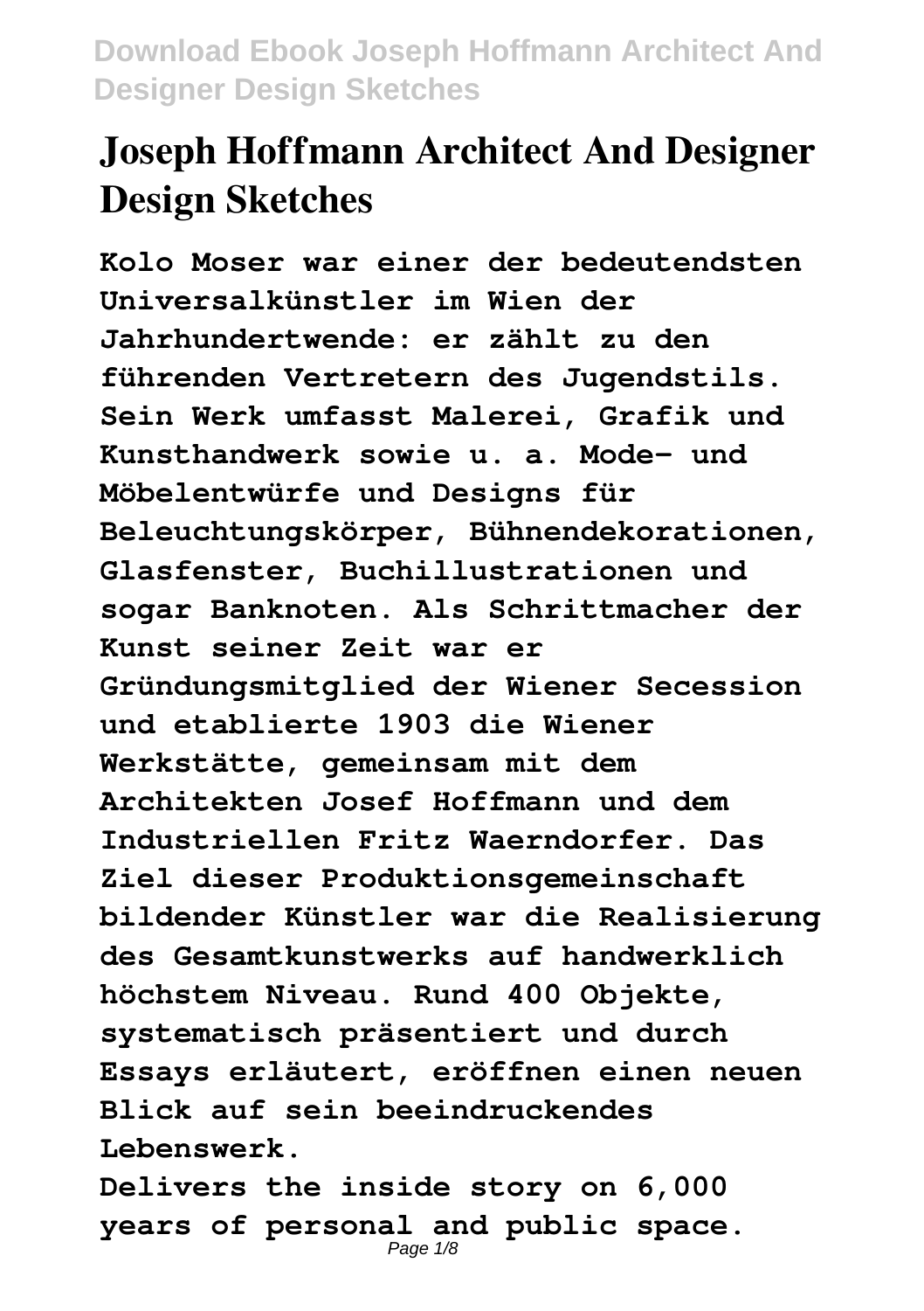# Joseph Hoffmann Architect And Designer Design Sketches

**Kolo Moser war einer der bedeutendsten Universalkünstler im Wien der Jahrhundertwende: er zählt zu den führenden Vertretern des Jugendstils. Sein Werk umfasst Malerei, Grafik und Kunsthandwerk sowie u. a. Mode- und Möbelentwürfe und Designs für Beleuchtungskörper, Bühnendekorationen, Glasfenster, Buchillustrationen und sogar Banknoten. Als Schrittmacher der Kunst seiner Zeit war er Gründungsmitglied der Wiener Secession und etablierte 1903 die Wiener Werkstätte, gemeinsam mit dem Architekten Josef Hoffmann und dem Industriellen Fritz Waerndorfer. Das Ziel dieser Produktionsgemeinschaft bildender Künstler war die Realisierung des Gesamtkunstwerks auf handwerklich höchstem Niveau. Rund 400 Objekte, systematisch präsentiert und durch Essays erläutert, eröffnen einen neuen Blick auf sein beeindruckendes Lebenswerk.**

**Delivers the inside story on 6,000 years of personal and public space.**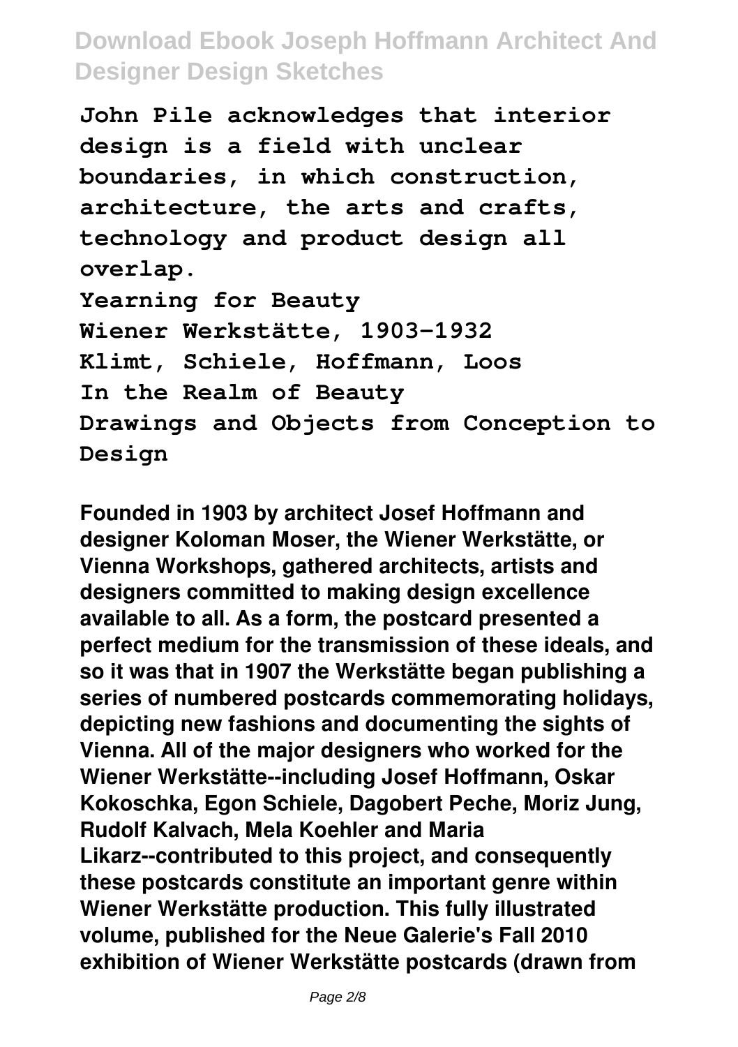**John Pile acknowledges that interior design is a field with unclear boundaries, in which construction, architecture, the arts and crafts, technology and product design all overlap.**

**Yearning for Beauty**

**Wiener Werkstätte, 1903-1932**

**Klimt, Schiele, Hoffmann, Loos**

**In the Realm of Beauty**

**Drawings and Objects from Conception to Design**

**Founded in 1903 by architect Josef Hoffmann and designer Koloman Moser, the Wiener Werkstätte, or Vienna Workshops, gathered architects, artists and designers committed to making design excellence available to all. As a form, the postcard presented a perfect medium for the transmission of these ideals, and so it was that in 1907 the Werkstätte began publishing a series of numbered postcards commemorating holidays, depicting new fashions and documenting the sights of Vienna. All of the major designers who worked for the Wiener Werkstätte--including Josef Hoffmann, Oskar Kokoschka, Egon Schiele, Dagobert Peche, Moriz Jung, Rudolf Kalvach, Mela Koehler and Maria Likarz--contributed to this project, and consequently these postcards constitute an important genre within Wiener Werkstätte production. This fully illustrated volume, published for the Neue Galerie's Fall 2010 exhibition of Wiener Werkstätte postcards (drawn from**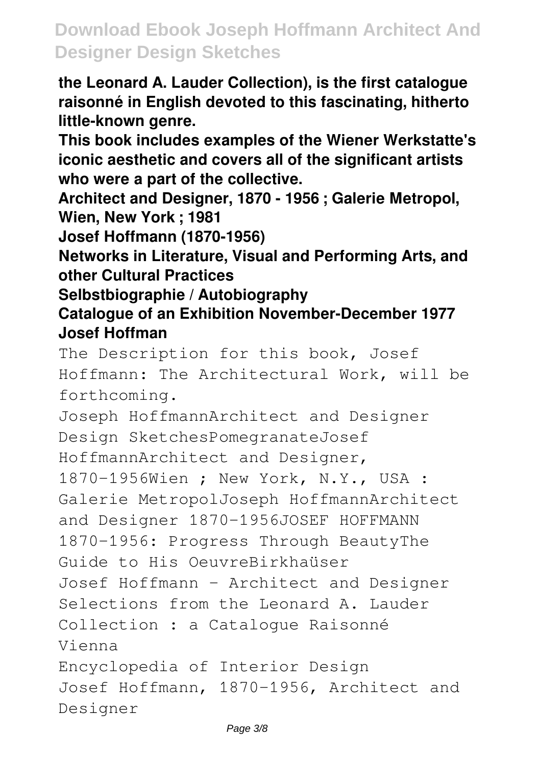**the Leonard A. Lauder Collection), is the first catalogue raisonné in English devoted to this fascinating, hitherto little-known genre.**

**This book includes examples of the Wiener Werkstatte's iconic aesthetic and covers all of the significant artists who were a part of the collective.**

**Architect and Designer, 1870 - 1956 ; Galerie Metropol, Wien, New York ; 1981**

**Josef Hoffmann (1870-1956)**

**Networks in Literature, Visual and Performing Arts, and other Cultural Practices**

**Selbstbiographie / Autobiography**

**Catalogue of an Exhibition November-December 1977**

**Josef Hoffman**

The Description for this book, Josef Hoffmann: The Architectural Work, will be forthcoming.

Joseph HoffmannArchitect and Designer Design SketchesPomegranateJosef HoffmannArchitect and Designer, 1870-1956Wien ; New York, N.Y., USA : Galerie MetropolJoseph HoffmannArchitect and Designer 1870-1956JOSEF HOFFMANN 1870-1956: Progress Through BeautyThe Guide to His OeuvreBirkhaüser

Josef Hoffmann - Architect and Designer

Selections from the Leonard A. Lauder Collection : a Catalogue Raisonné

Vienna

Encyclopedia of Interior Design

Josef Hoffmann, 1870-1956, Architect and Designer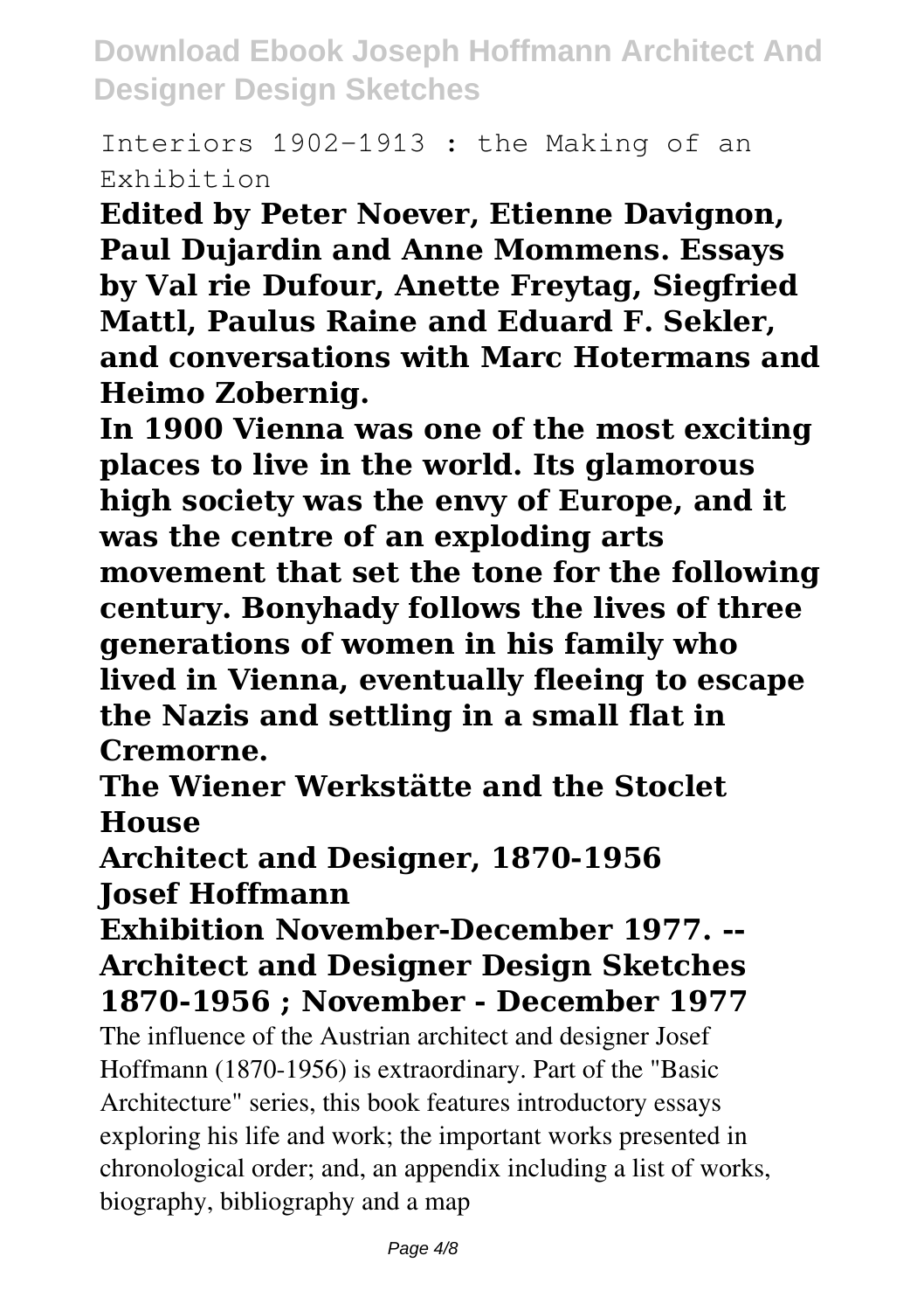Interiors 1902-1913 : the Making of an Exhibition

**Edited by Peter Noever, Etienne Davignon, Paul Dujardin and Anne Mommens. Essays by Val rie Dufour, Anette Freytag, Siegfried Mattl, Paulus Raine and Eduard F. Sekler, and conversations with Marc Hotermans and Heimo Zobernig.**

**In 1900 Vienna was one of the most exciting places to live in the world. Its glamorous high society was the envy of Europe, and it was the centre of an exploding arts movement that set the tone for the following century. Bonyhady follows the lives of three generations of women in his family who lived in Vienna, eventually fleeing to escape the Nazis and settling in a small flat in Cremorne.**

**The Wiener Werkstätte and the Stoclet House**

**Architect and Designer, 1870-1956**

**Josef Hoffmann**

**Exhibition November-December 1977. -- Architect and Designer Design Sketches 1870-1956 ; November - December 1977**

The influence of the Austrian architect and designer Josef Hoffmann (1870-1956) is extraordinary. Part of the "Basic Architecture" series, this book features introductory essays exploring his life and work; the important works presented in chronological order; and, an appendix including a list of works, biography, bibliography and a map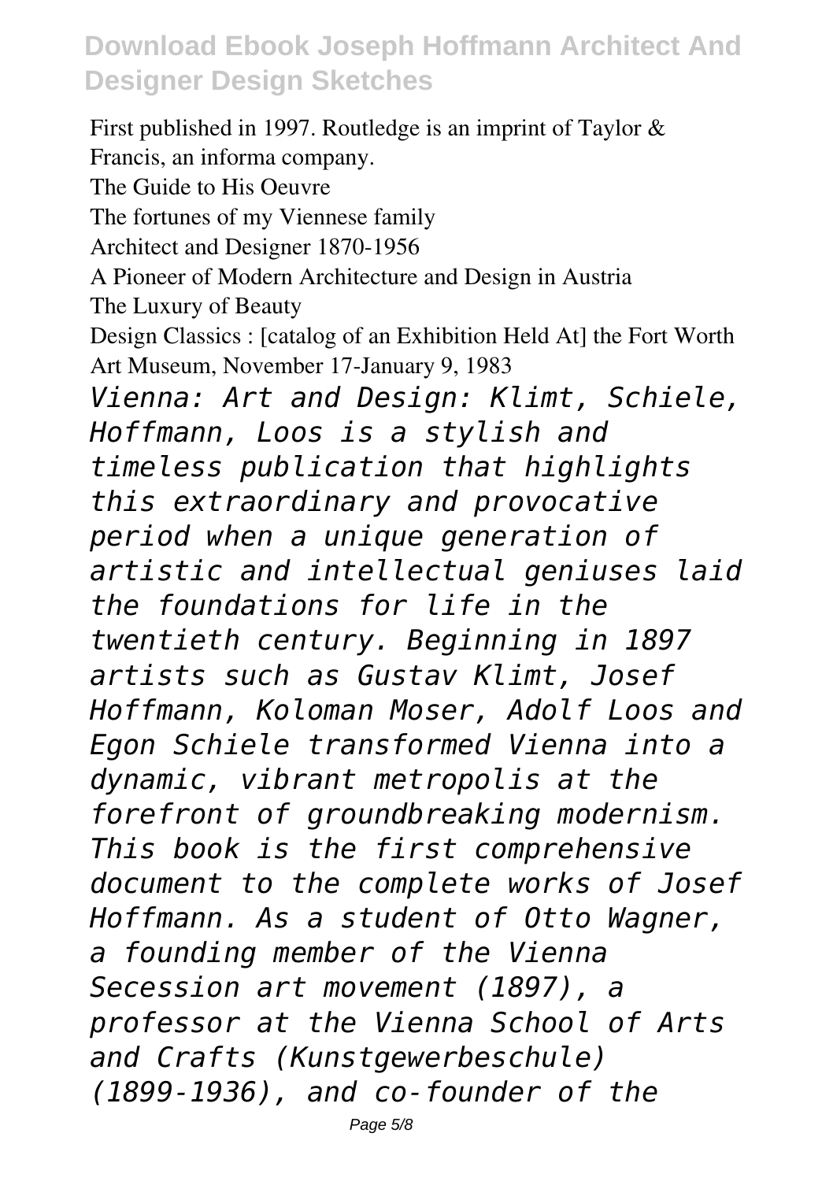First published in 1997. Routledge is an imprint of Taylor & Francis, an informa company.

The Guide to His Oeuvre

The fortunes of my Viennese family

Architect and Designer 1870-1956

A Pioneer of Modern Architecture and Design in Austria

The Luxury of Beauty

Design Classics : [catalog of an Exhibition Held At] the Fort Worth Art Museum, November 17-January 9, 1983

*Vienna: Art and Design: Klimt, Schiele, Hoffmann, Loos is a stylish and timeless publication that highlights this extraordinary and provocative period when a unique generation of artistic and intellectual geniuses laid the foundations for life in the twentieth century. Beginning in 1897 artists such as Gustav Klimt, Josef Hoffmann, Koloman Moser, Adolf Loos and Egon Schiele transformed Vienna into a dynamic, vibrant metropolis at the forefront of groundbreaking modernism. This book is the first comprehensive document to the complete works of Josef Hoffmann. As a student of Otto Wagner, a founding member of the Vienna Secession art movement (1897), a professor at the Vienna School of Arts and Crafts (Kunstgewerbeschule) (1899-1936), and co-founder of the*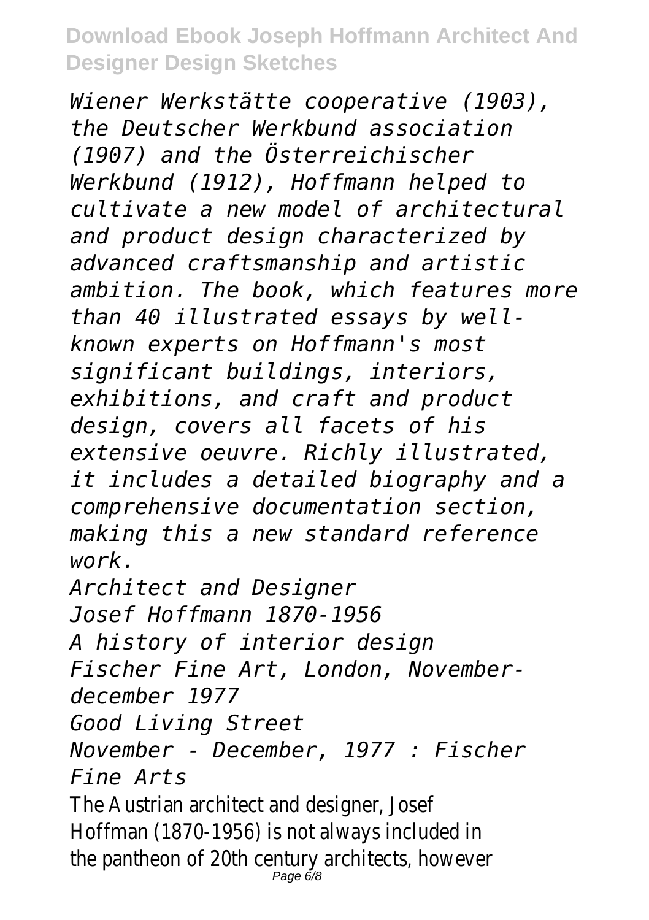*Wiener Werkstätte cooperative (1903), the Deutscher Werkbund association (1907) and the Österreichischer Werkbund (1912), Hoffmann helped to cultivate a new model of architectural and product design characterized by advanced craftsmanship and artistic ambition. The book, which features more than 40 illustrated essays by well-known experts on Hoffmann's most significant buildings, interiors, exhibitions, and craft and product design, covers all facets of his extensive oeuvre. Richly illustrated, it includes a detailed biography and a comprehensive documentation section, making this a new standard reference work.*

*Architect and Designer*

*Josef Hoffmann 1870-1956*

*A history of interior design*

*Fischer Fine Art, London, November-december 1977*

*Good Living Street*

*November - December, 1977 : Fischer Fine Arts*

The Austrian architect and designer, Josef Hoffman (1870-1956) is not always included in the pantheon of 20th century architects, however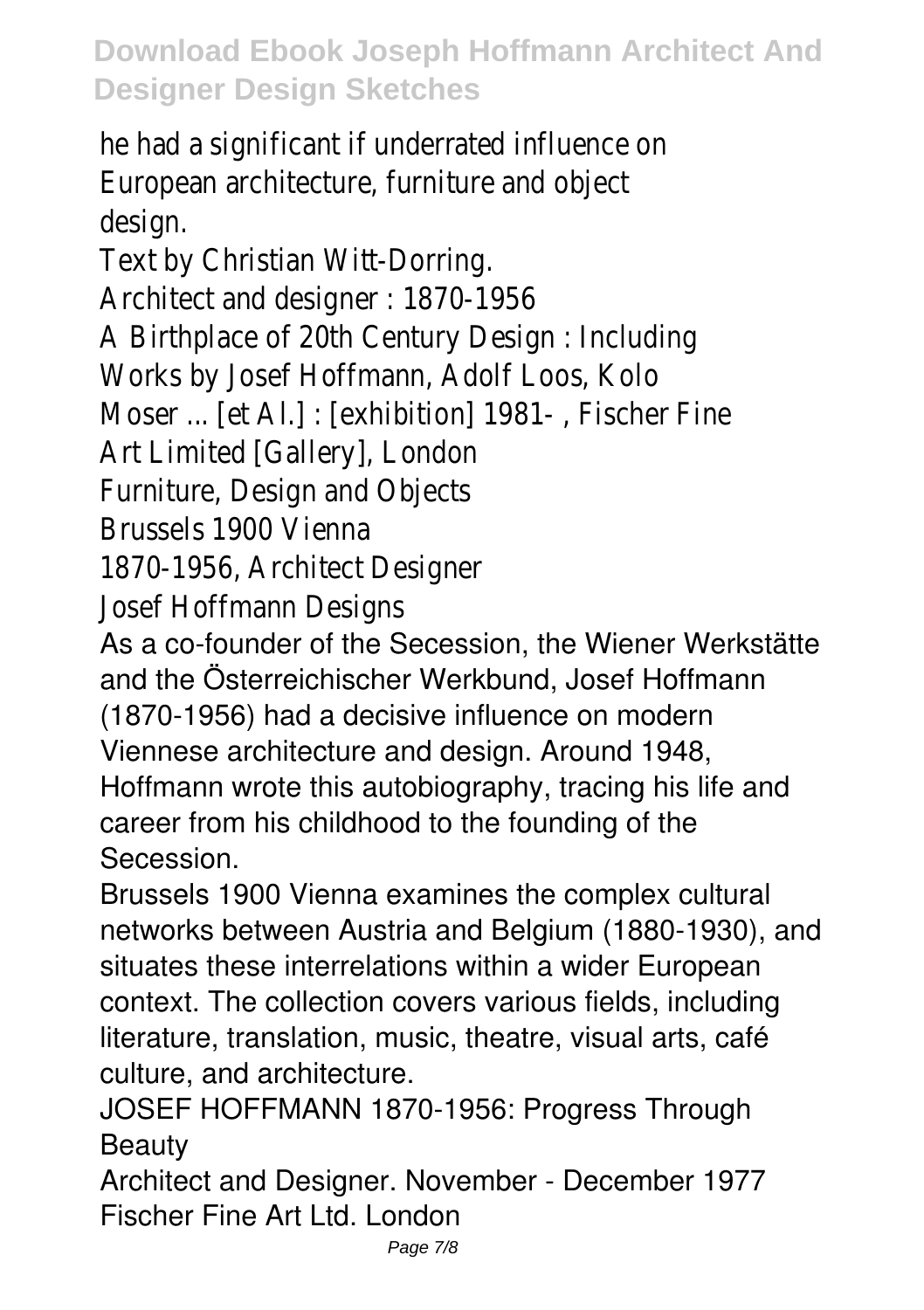he had a significant if underrated influence on European architecture, furniture and object design.

Text by Christian Witt-Dorring.

Architect and designer : 1870-1956

A Birthplace of 20th Century Design : Including Works by Josef Hoffmann, Adolf Loos, Kolo Moser ... [et Al.] : [exhibition] 1981- , Fischer Fine Art Limited [Gallery], London

Furniture, Design and Objects

Brussels 1900 Vienna

1870-1956, Architect Designer

Josef Hoffmann Designs

As a co-founder of the Secession, the Wiener Werkstätte and the Österreichischer Werkbund, Josef Hoffmann (1870-1956) had a decisive influence on modern Viennese architecture and design. Around 1948, Hoffmann wrote this autobiography, tracing his life and career from his childhood to the founding of the Secession.

Brussels 1900 Vienna examines the complex cultural networks between Austria and Belgium (1880-1930), and situates these interrelations within a wider European context. The collection covers various fields, including literature, translation, music, theatre, visual arts, café culture, and architecture.

JOSEF HOFFMANN 1870-1956: Progress Through Beauty

Architect and Designer. November - December 1977 Fischer Fine Art Ltd. London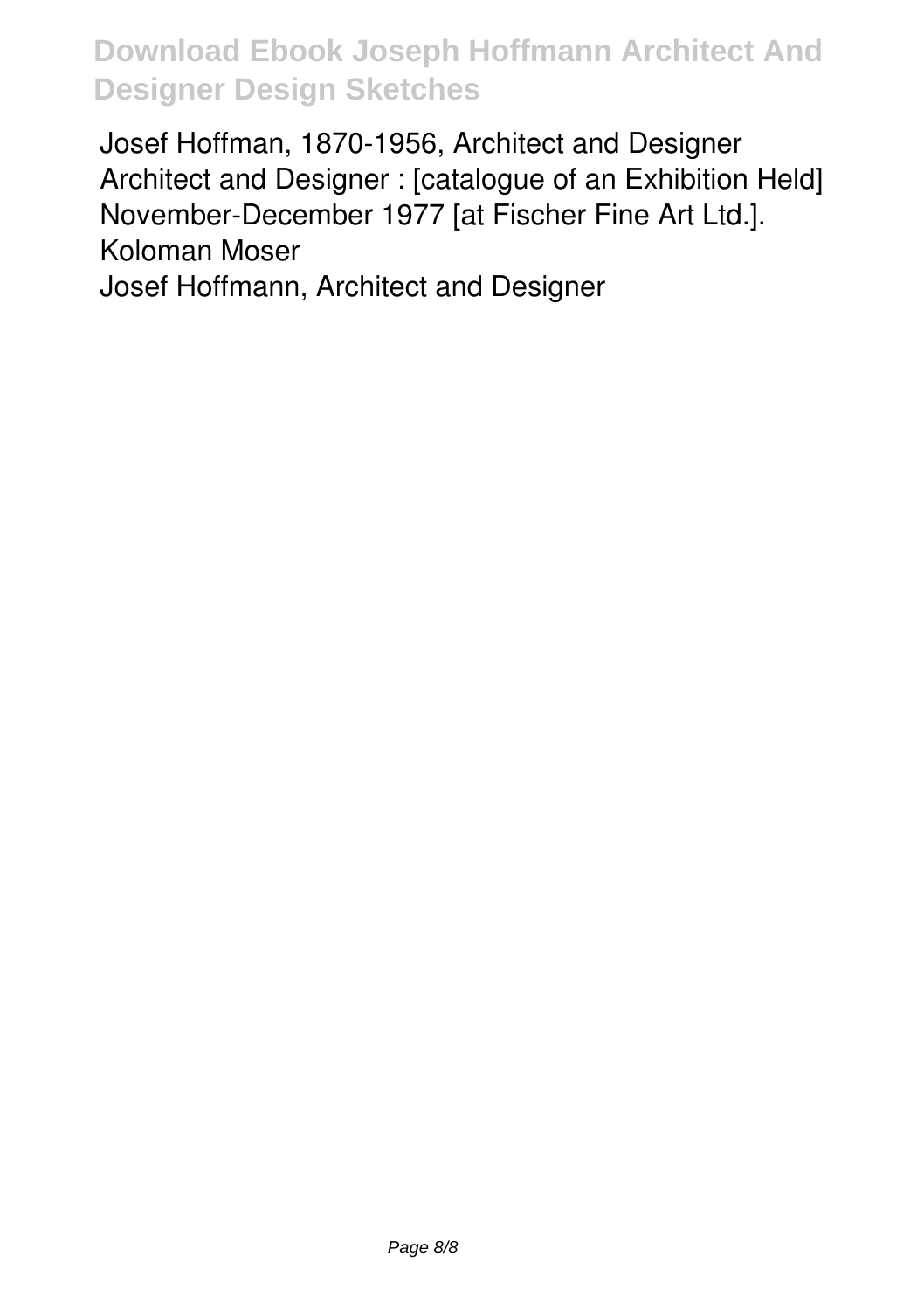Josef Hoffman, 1870-1956, Architect and Designer
Architect and Designer : [catalogue of an Exhibition Held] November-December 1977 [at Fischer Fine Art Ltd.].
Koloman Moser
Josef Hoffmann, Architect and Designer